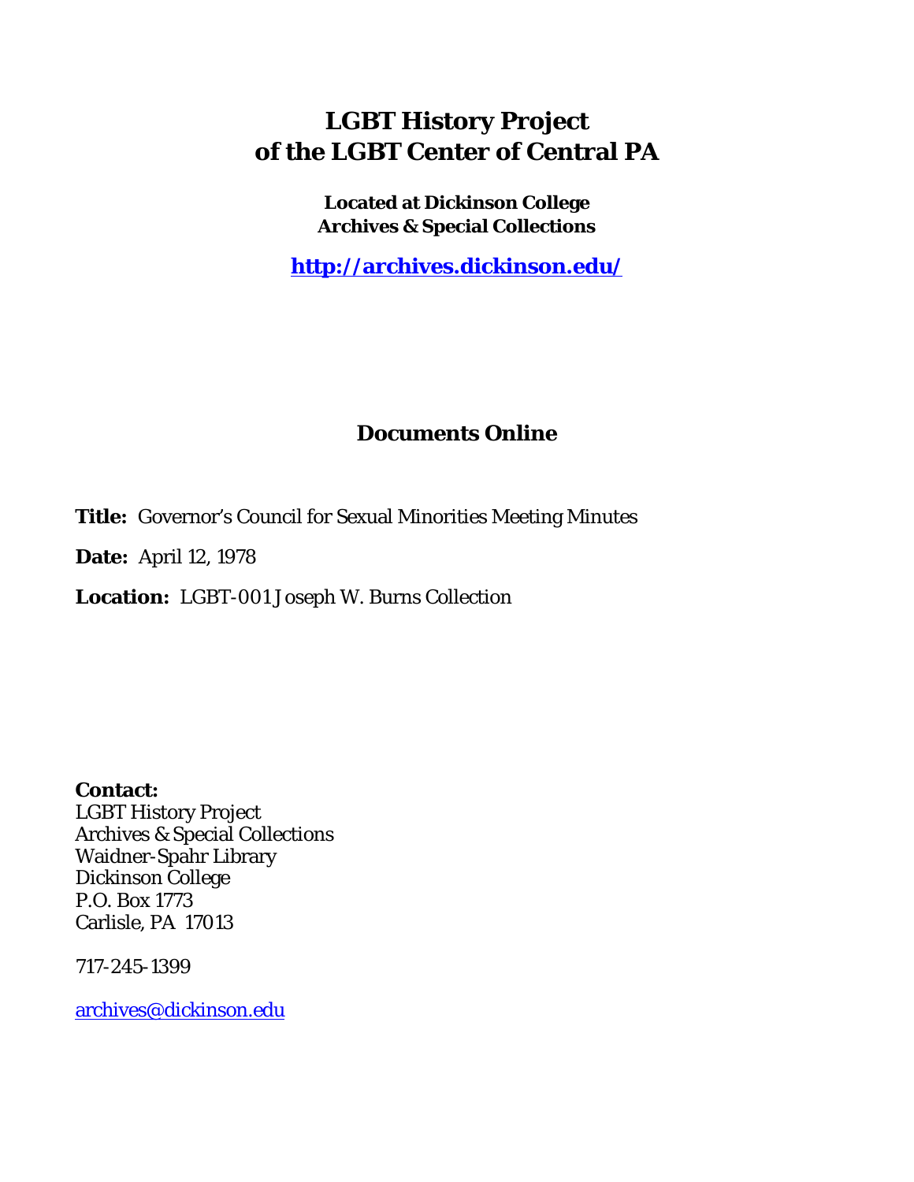# LGBT History Project of the LGBT Center of Central PA

**Located at Dickinson College Archives & Special Collections**

**http://archives.dickinson.edu/**

## Documents Online

**Title:** Governor's Council for Sexual Minorities Meeting Minutes

**Date:** April 12, 1978

**Location:** LGBT-001 Joseph W. Burns Collection

**Contact:**
LGBT History Project
Archives & Special Collections
Waidner-Spahr Library
Dickinson College
P.O. Box 1773
Carlisle, PA 17013

717-245-1399

archives@dickinson.edu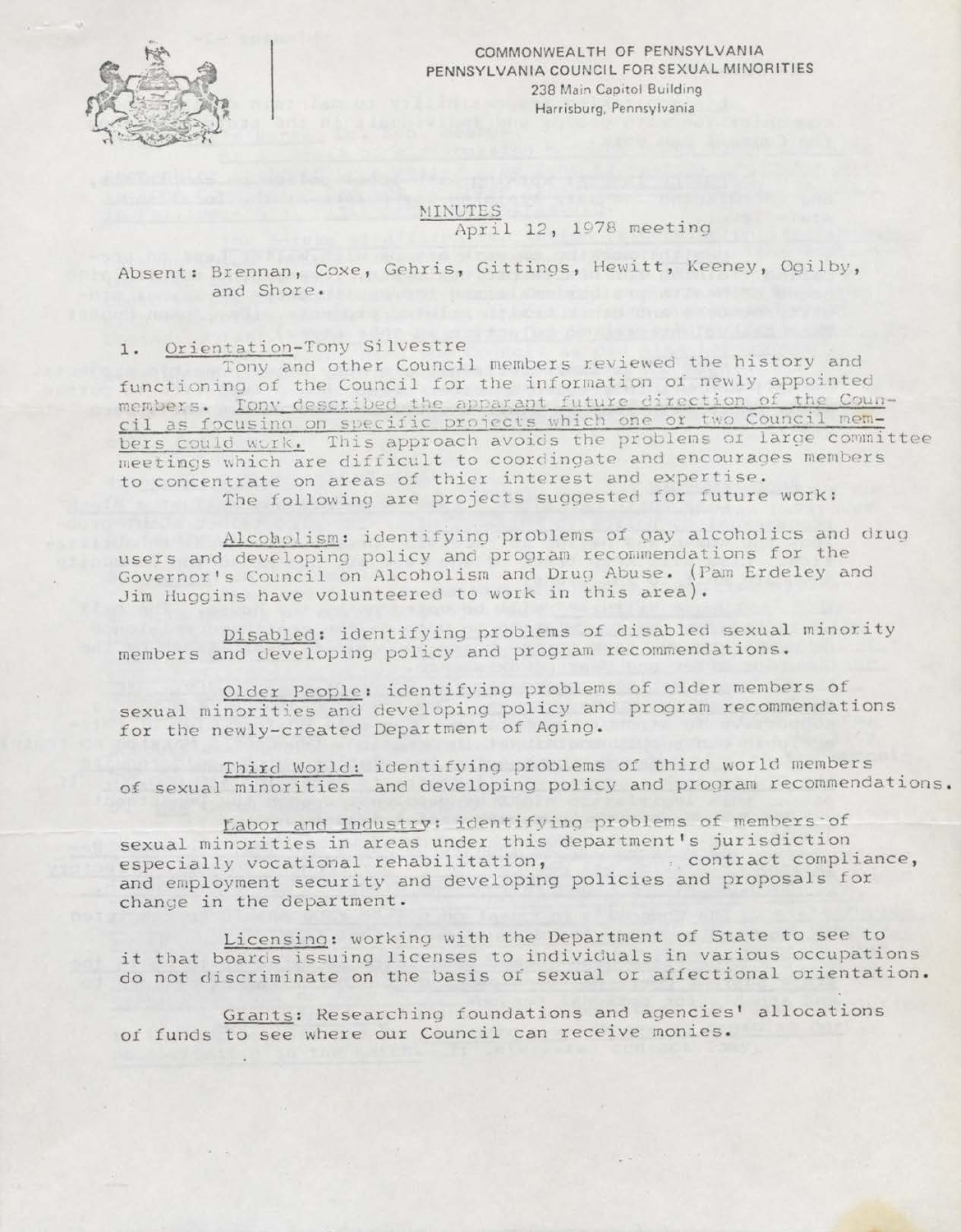COMMONWEALTH OF PENNSYLVANIA
PENNSYLVANIA COUNCIL FOR SEXUAL MINORITIES
238 Main Capitol Building
Harrisburg, Pennsylvania

# MINUTES

April 12, 1978 meeting

Absent: Brennan, Coxe, Gehris, Gittings, Hewitt, Keeney, Ogilby, and Shore.

1. Orientation-Tony Silvestre

Tony and other Council members reviewed the history and functioning of the Council for the information of newly appointed members. Tony described the apparant future direction of the Council as focusing on specific projects which one or two Council members could work. This approach avoids the problems of large committee meetings which are difficult to coordingate and encourages members to concentrate on areas of thier interest and expertise.

The following are projects suggested for future work:

Alcoholism: identifying problems of gay alcoholics and drug users and developing policy and program recommendations for the Governor's Council on Alcoholism and Drug Abuse. (Pam Erdeley and Jim Huggins have volunteered to work in this area).

Disabled: identifying problems of disabled sexual minority members and developing policy and program recommendations.

Older People: identifying problems of older members of sexual minorities and developing policy and program recommendations for the newly-created Department of Aging.

Third World: identifying problems of third world members of sexual minorities and developing policy and program recommendations.

Labor and Industry: identifying problems of members of sexual minorities in areas under this department's jurisdiction especially vocational rehabilitation, contract compliance, and employment security and developing policies and proposals for change in the department.

Licensing: working with the Department of State to see to it that boards issuing licenses to individuals in various occupations do not discriminate on the basis of sexual or affectional orientation.

Grants: Researching foundations and agencies' allocations of funds to see where our Council can receive monies.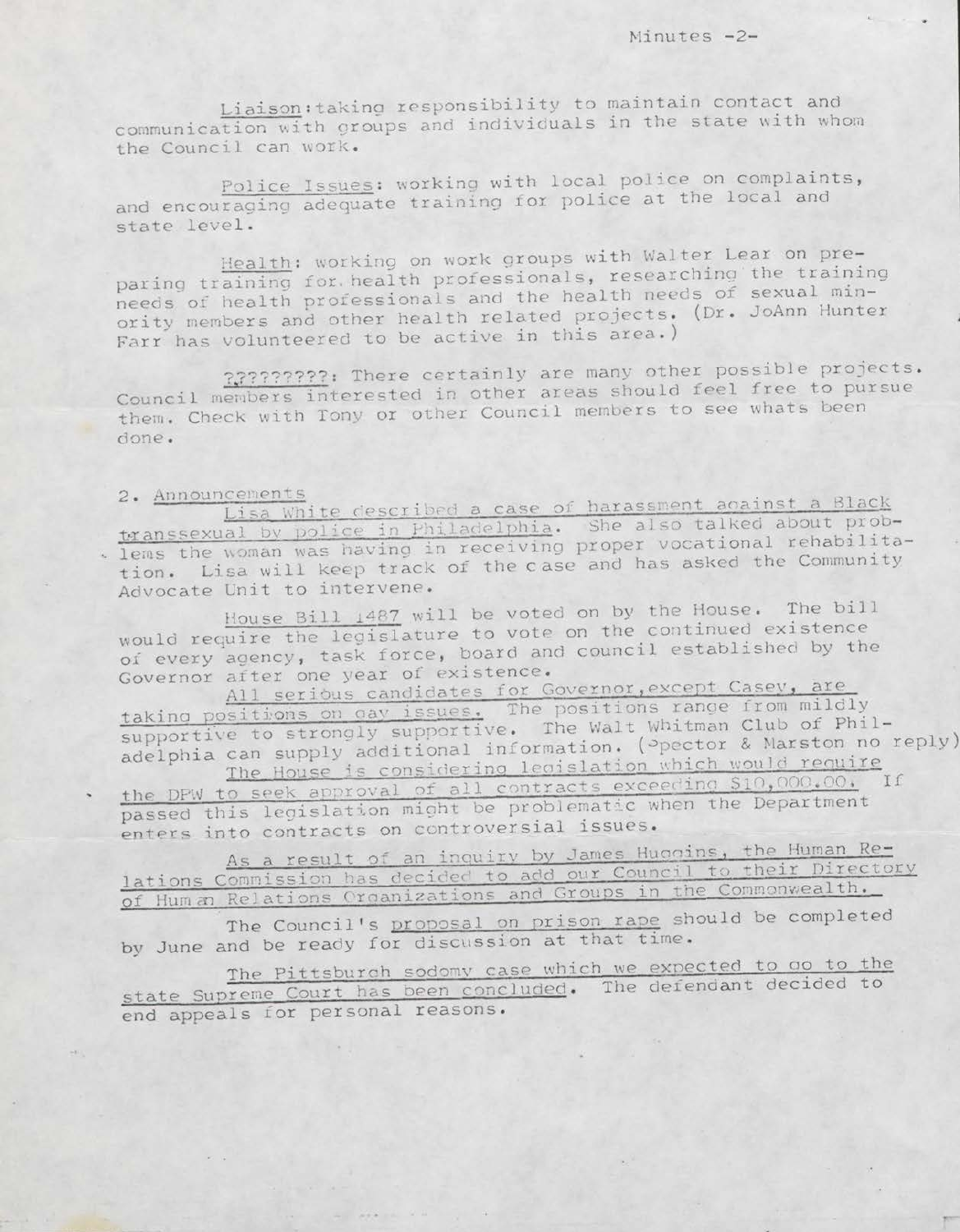Liaison: taking responsibility to maintain contact and communication with groups and individuals in the state with whom the Council can work.

Police Issues: working with local police on complaints, and encouraging adequate training for police at the local and state level.

Health: working on work groups with Walter Lear on preparing training for health professionals, researching the training needs of health professionals and the health needs of sexual minority members and other health related projects. (Dr. JoAnn Hunter Farr has volunteered to be active in this area.)

?????????: There certainly are many other possible projects. Council members interested in other areas should feel free to pursue them. Check with Tony or other Council members to see whats been done.

2. Announcements

Lisa White described a case of harassment against a Black transsexual by police in Philadelphia. She also talked about problems the woman was having in receiving proper vocational rehabilitation. Lisa will keep track of the case and has asked the Community Advocate Unit to intervene.

House Bill 1487 will be voted on by the House. The bill would require the legislature to vote on the continued existence of every agency, task force, board and council established by the Governor after one year of existence.

All serious candidates for Governor, except Casey, are taking positions on gay issues. The positions range from mildly supportive to strongly supportive. The Walt Whitman Club of Philadelphia can supply additional information. (Spector & Marston no reply)

The House is considering legislation which would require the DPW to seek approval of all contracts exceeding $10,000.00. If passed this legislation might be problematic when the Department enters into contracts on controversial issues.

As a result of an inquiry by James Huggins, the Human Relations Commission has decided to add our Council to their Directory of Human Relations Organizations and Groups in the Commonwealth.

The Council's proposal on prison rape should be completed by June and be ready for discussion at that time.

The Pittsburgh sodomy case which we expected to go to the state Supreme Court has been concluded. The defendant decided to end appeals for personal reasons.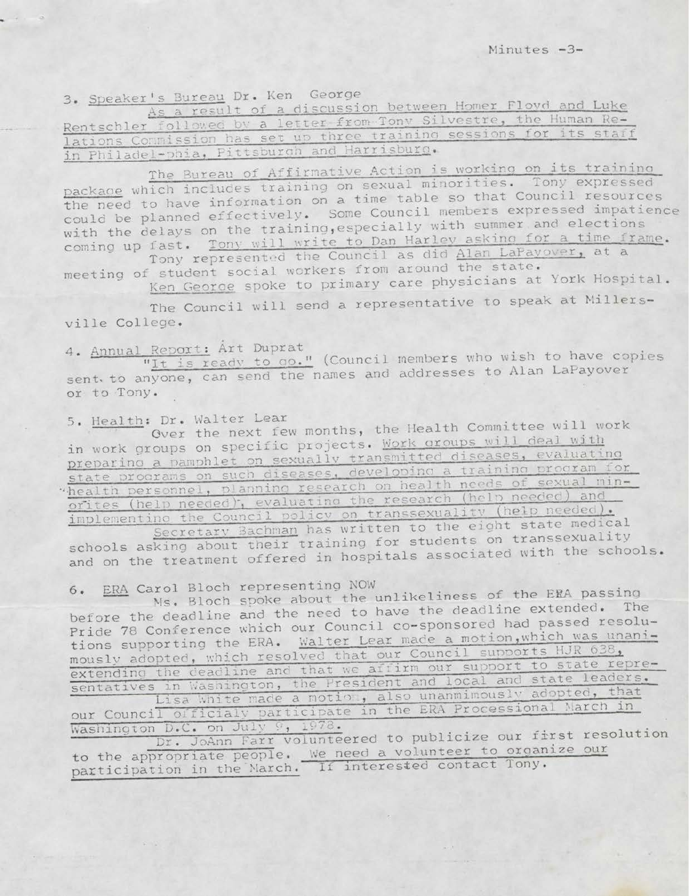3. Speaker's Bureau Dr. Ken George

As a result of a discussion between Homer Floyd and Luke Rentschler followed by a letter from Tony Silvestre, the Human Relations Commission has set up three training sessions for its staff in Philadel-phia, Pittsburgh and Harrisburg.

The Bureau of Affirmative Action is working on its training package which includes training on sexual minorities. Tony expressed the need to have information on a time table so that Council resources could be planned effectively. Some Council members expressed impatience with the delays on the training, especially with summer and elections coming up fast. Tony will write to Dan Harley asking for a time frame.

Tony represented the Council as did Alan LaPayover, at a meeting of student social workers from around the state.

Ken George spoke to primary care physicians at York Hospital.

The Council will send a representative to speak at Millersville College.

4. Annual Report: Art Duprat

"It is ready to go." (Council members who wish to have copies sent to anyone, can send the names and addresses to Alan LaPayover or to Tony.

5. Health: Dr. Walter Lear

Over the next few months, the Health Committee will work in work groups on specific projects. Work groups will deal with preparing a pamphlet on sexually transmitted diseases, evaluating state programs on such diseases, developing a training program for health personnel, planning research on health needs of sexual minorites (help needed), evaluating the research (help needed) and implementing the Council policy on transsexuality (help needed).

Secretary Bachman has written to the eight state medical schools asking about their training for students on transsexuality and on the treatment offered in hospitals associated with the schools.

6. ERA Carol Bloch representing NOW

Ms. Bloch spoke about the unlikeliness of the ERA passing before the deadline and the need to have the deadline extended. The Pride 78 Conference which our Council co-sponsored had passed resolutions supporting the ERA. Walter Lear made a motion, which was unanimously adopted, which resolved that our Council supports HJR 638, extending the deadline and that we affirm our support to state representatives in Washington, the President and local and state leaders.

Lisa White made a motion, also unanmimously adopted, that our Council officialy participate in the ERA Processional March in Washington D.C. on July 9, 1978.

Dr. JoAnn Farr volunteered to publicize our first resolution to the appropriate people. We need a volunteer to organize our participation in the March. If interested contact Tony.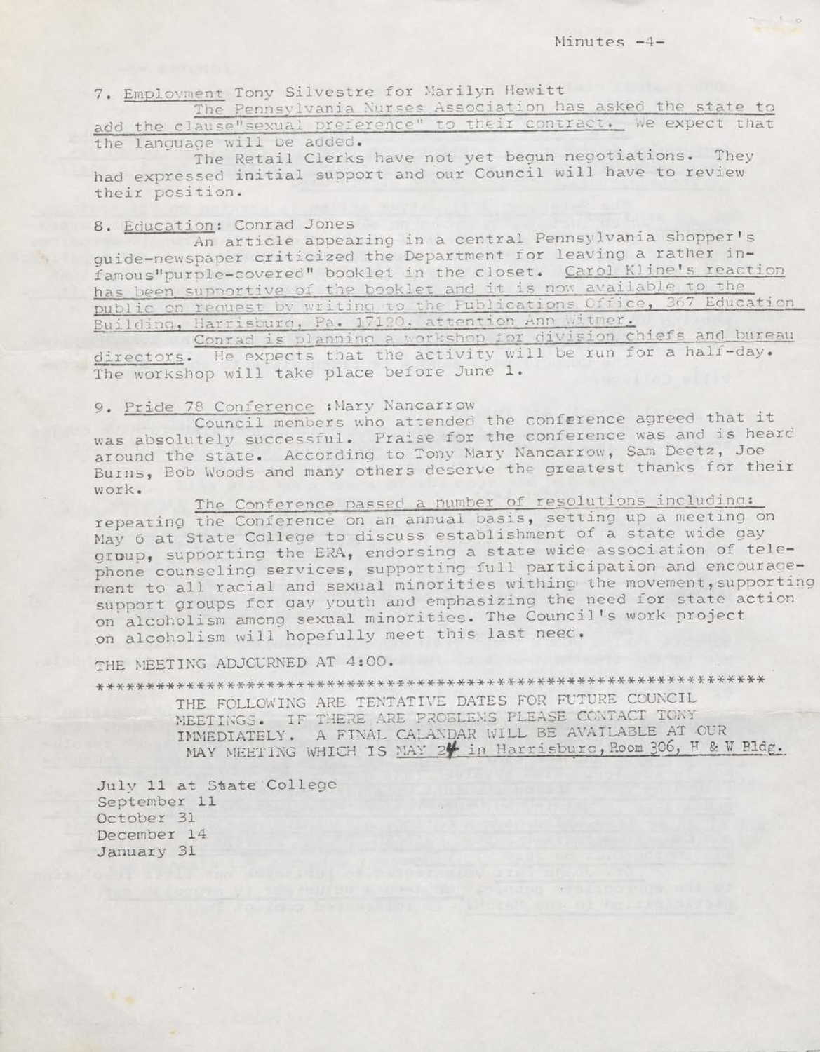7. Employment Tony Silvestre for Marilyn Hewitt

The Pennsylvania Nurses Association has asked the state to add the clause"sexual preference" to their contract. We expect that the language will be added.

The Retail Clerks have not yet begun negotiations. They had expressed initial support and our Council will have to review their position.

8. Education: Conrad Jones

An article appearing in a central Pennsylvania shopper's guide-newspaper criticized the Department for leaving a rather infamous"purple-covered" booklet in the closet. Carol Kline's reaction has been supportive of the booklet and it is now available to the public on request by writing to the Publications Office, 367 Education Building, Harrisburg, Pa. 17120, attention Ann Witmer.

Conrad is planning a workshop for division chiefs and bureau directors. He expects that the activity will be run for a half-day. The workshop will take place before June 1.

9. Pride 78 Conference :Mary Nancarrow

Council members who attended the conference agreed that it was absolutely successful. Praise for the conference was and is heard around the state. According to Tony Mary Nancarrow, Sam Deetz, Joe Burns, Bob Woods and many others deserve the greatest thanks for their work.

The Conference passed a number of resolutions including: repeating the Conference on an annual basis, setting up a meeting on May 6 at State College to discuss establishment of a state wide gay group, supporting the ERA, endorsing a state wide association of telephone counseling services, supporting full participation and encouragement to all racial and sexual minorities withing the movement,supporting support groups for gay youth and emphasizing the need for state action on alcoholism among sexual minorities. The Council's work project on alcoholism will hopefully meet this last need.

THE MEETING ADJOURNED AT 4:00.

*****************************************************************

THE FOLLOWING ARE TENTATIVE DATES FOR FUTURE COUNCIL MEETINGS. IF THERE ARE PROBLEMS PLEASE CONTACT TONY IMMEDIATELY. A FINAL CALANDAR WILL BE AVAILABLE AT OUR MAY MEETING WHICH IS MAY 24 in Harrisburg, Room 306, H & W Bldg.

July 11 at State College
September 11
October 31
December 14
January 31